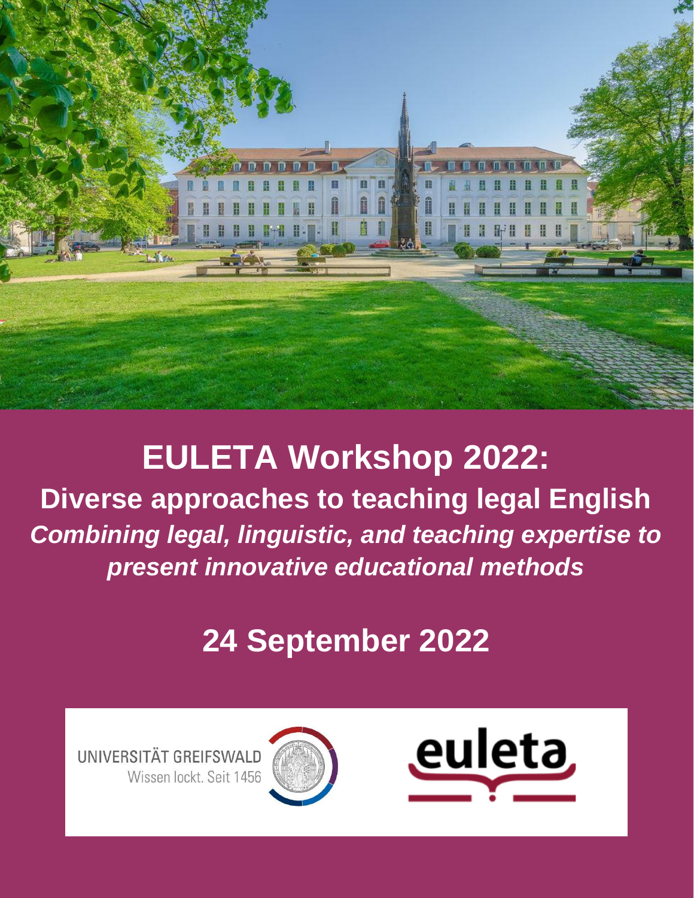# EULETA Workshop 2022:

## Diverse approaches to teaching legal English

***Combining legal, linguistic, and teaching expertise to present innovative educational methods***

## 24 September 2022

UNIVERSITÄT GREIFSWALD
Wissen lockt. Seit 1456

euleta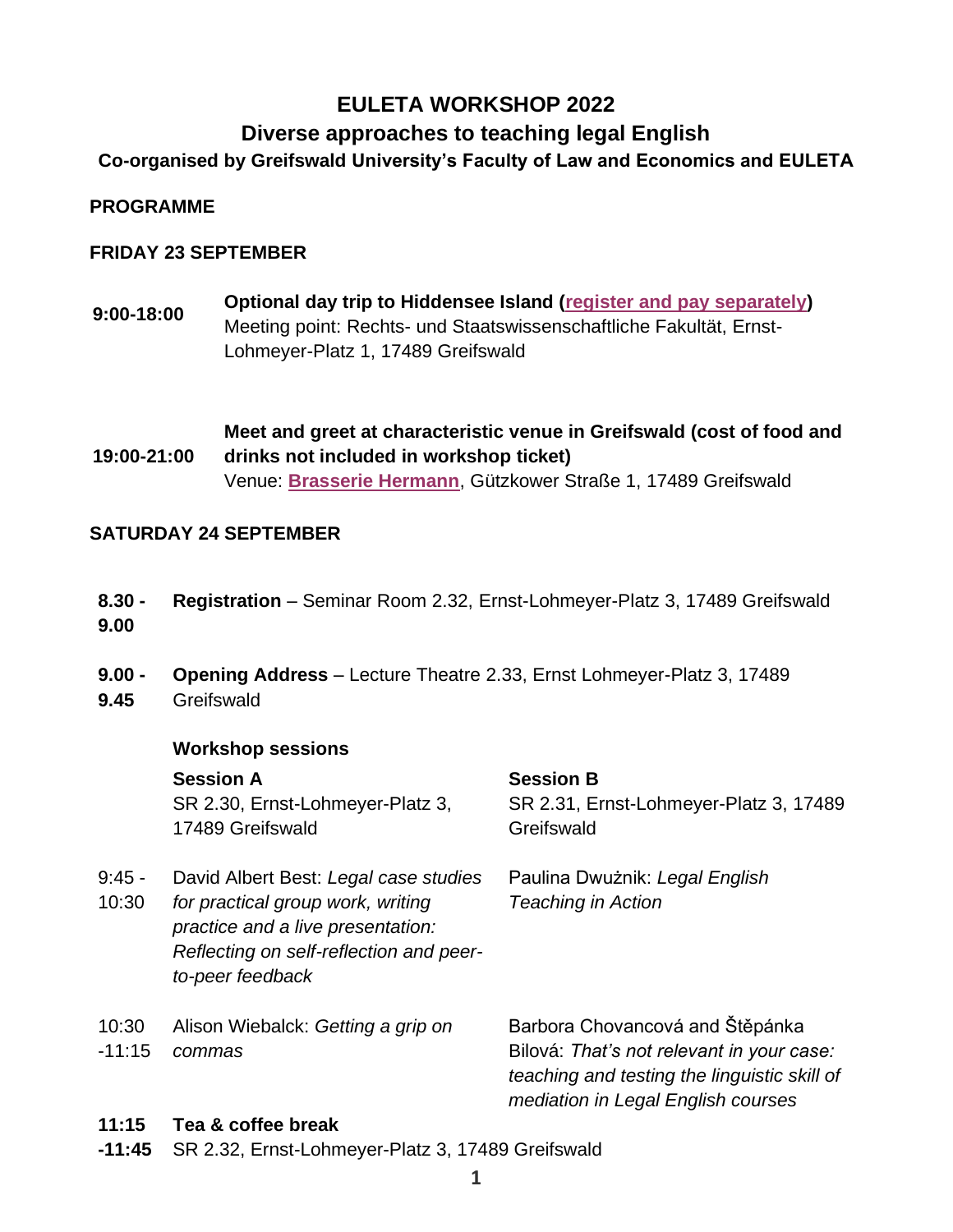# EULETA WORKSHOP 2022

## Diverse approaches to teaching legal English

### Co-organised by Greifswald University's Faculty of Law and Economics and EULETA

**PROGRAMME**

**FRIDAY 23 SEPTEMBER**

| | |
|---|---|
| **9:00-18:00** | **Optional day trip to Hiddensee Island (register and pay separately)**<br>Meeting point: Rechts- und Staatswissenschaftliche Fakultät, Ernst-Lohmeyer-Platz 1, 17489 Greifswald |
| **19:00-21:00** | **Meet and greet at characteristic venue in Greifswald (cost of food and drinks not included in workshop ticket)**<br>Venue: **Brasserie Hermann**, Gützkower Straße 1, 17489 Greifswald |

**SATURDAY 24 SEPTEMBER**

| | | |
|---|---|---|
| **8.30 - 9.00** | **Registration** – Seminar Room 2.32, Ernst-Lohmeyer-Platz 3, 17489 Greifswald | |
| **9.00 - 9.45** | **Opening Address** – Lecture Theatre 2.33, Ernst Lohmeyer-Platz 3, 17489 Greifswald | |
| | **Workshop sessions** | |
| | **Session A**<br>SR 2.30, Ernst-Lohmeyer-Platz 3, 17489 Greifswald | **Session B**<br>SR 2.31, Ernst-Lohmeyer-Platz 3, 17489 Greifswald |
| 9:45 - 10:30 | David Albert Best: *Legal case studies for practical group work, writing practice and a live presentation: Reflecting on self-reflection and peer-to-peer feedback* | Paulina Dwużnik: *Legal English Teaching in Action* |
| 10:30 -11:15 | Alison Wiebalck: *Getting a grip on commas* | Barbora Chovancová and Štěpánka Bilová: *That's not relevant in your case: teaching and testing the linguistic skill of mediation in Legal English courses* |
| **11:15 -11:45** | **Tea & coffee break**<br>SR 2.32, Ernst-Lohmeyer-Platz 3, 17489 Greifswald | |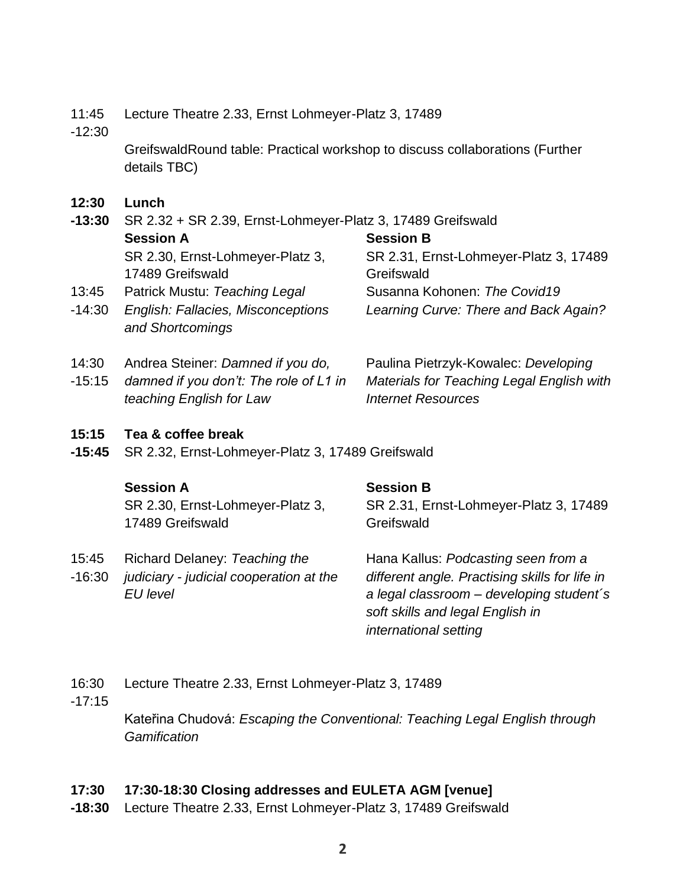11:45 -12:30 Lecture Theatre 2.33, Ernst Lohmeyer-Platz 3, 17489

GreifswaldRound table: Practical workshop to discuss collaborations (Further details TBC)

**12:30 -13:30 Lunch**

SR 2.32 + SR 2.39, Ernst-Lohmeyer-Platz 3, 17489 Greifswald

| | **Session A** | **Session B** |
|---|---|---|
| | SR 2.30, Ernst-Lohmeyer-Platz 3, 17489 Greifswald | SR 2.31, Ernst-Lohmeyer-Platz 3, 17489 Greifswald |
| 13:45 -14:30 | Patrick Mustu: *Teaching Legal English: Fallacies, Misconceptions and Shortcomings* | Susanna Kohonen: *The Covid19 Learning Curve: There and Back Again?* |
| 14:30 -15:15 | Andrea Steiner: *Damned if you do, damned if you don't: The role of L1 in teaching English for Law* | Paulina Pietrzyk-Kowalec: *Developing Materials for Teaching Legal English with Internet Resources* |

**15:15 -15:45 Tea & coffee break**

SR 2.32, Ernst-Lohmeyer-Platz 3, 17489 Greifswald

| | **Session A** | **Session B** |
|---|---|---|
| | SR 2.30, Ernst-Lohmeyer-Platz 3, 17489 Greifswald | SR 2.31, Ernst-Lohmeyer-Platz 3, 17489 Greifswald |
| 15:45 -16:30 | Richard Delaney: *Teaching the judiciary - judicial cooperation at the EU level* | Hana Kallus: *Podcasting seen from a different angle. Practising skills for life in a legal classroom – developing student´s soft skills and legal English in international setting* |

16:30 -17:15 Lecture Theatre 2.33, Ernst Lohmeyer-Platz 3, 17489

Kateřina Chudová: *Escaping the Conventional: Teaching Legal English through Gamification*

**17:30 -18:30 17:30-18:30 Closing addresses and EULETA AGM [venue]**

Lecture Theatre 2.33, Ernst Lohmeyer-Platz 3, 17489 Greifswald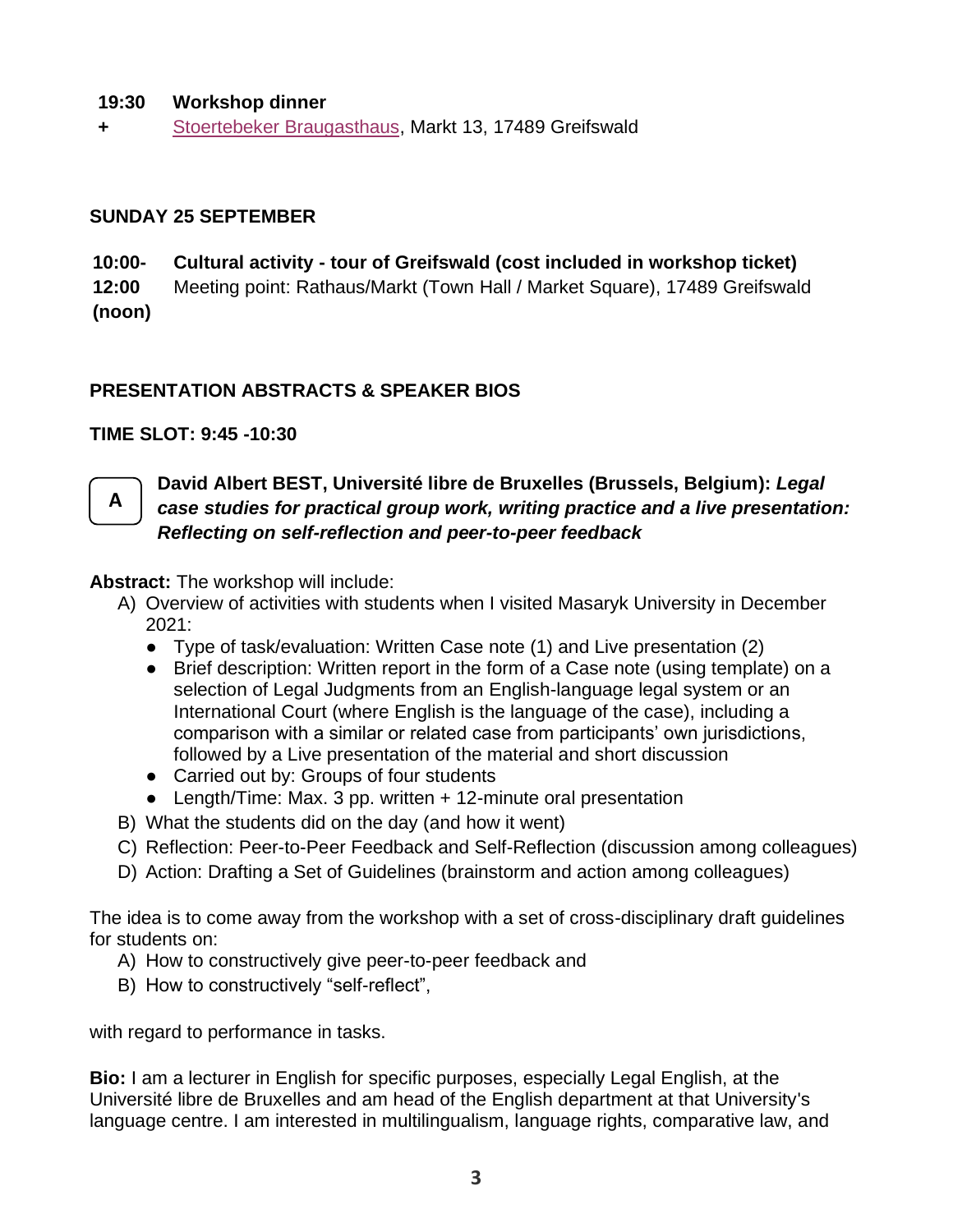**19:30 +** **Workshop dinner**
Stoertebeker Braugasthaus, Markt 13, 17489 Greifswald

**SUNDAY 25 SEPTEMBER**

**10:00-12:00 (noon)** **Cultural activity - tour of Greifswald (cost included in workshop ticket)**
Meeting point: Rathaus/Markt (Town Hall / Market Square), 17489 Greifswald

## PRESENTATION ABSTRACTS & SPEAKER BIOS

**TIME SLOT: 9:45 -10:30**

**A** **David Albert BEST, Université libre de Bruxelles (Brussels, Belgium):** ***Legal case studies for practical group work, writing practice and a live presentation: Reflecting on self-reflection and peer-to-peer feedback***

**Abstract:** The workshop will include:

A) Overview of activities with students when I visited Masaryk University in December 2021:
   - Type of task/evaluation: Written Case note (1) and Live presentation (2)
   - Brief description: Written report in the form of a Case note (using template) on a selection of Legal Judgments from an English-language legal system or an International Court (where English is the language of the case), including a comparison with a similar or related case from participants' own jurisdictions, followed by a Live presentation of the material and short discussion
   - Carried out by: Groups of four students
   - Length/Time: Max. 3 pp. written + 12-minute oral presentation

B) What the students did on the day (and how it went)

C) Reflection: Peer-to-Peer Feedback and Self-Reflection (discussion among colleagues)

D) Action: Drafting a Set of Guidelines (brainstorm and action among colleagues)

The idea is to come away from the workshop with a set of cross-disciplinary draft guidelines for students on:

A) How to constructively give peer-to-peer feedback and

B) How to constructively "self-reflect",

with regard to performance in tasks.

**Bio:** I am a lecturer in English for specific purposes, especially Legal English, at the Université libre de Bruxelles and am head of the English department at that University's language centre. I am interested in multilingualism, language rights, comparative law, and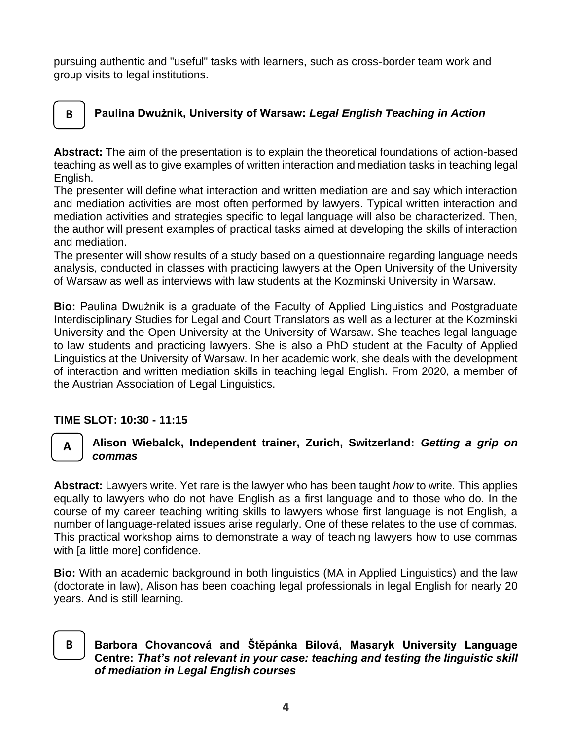pursuing authentic and "useful" tasks with learners, such as cross-border team work and group visits to legal institutions.

### B Paulina Dwużnik, University of Warsaw: *Legal English Teaching in Action*

**Abstract:** The aim of the presentation is to explain the theoretical foundations of action-based teaching as well as to give examples of written interaction and mediation tasks in teaching legal English.

The presenter will define what interaction and written mediation are and say which interaction and mediation activities are most often performed by lawyers. Typical written interaction and mediation activities and strategies specific to legal language will also be characterized. Then, the author will present examples of practical tasks aimed at developing the skills of interaction and mediation.

The presenter will show results of a study based on a questionnaire regarding language needs analysis, conducted in classes with practicing lawyers at the Open University of the University of Warsaw as well as interviews with law students at the Kozminski University in Warsaw.

**Bio:** Paulina Dwużnik is a graduate of the Faculty of Applied Linguistics and Postgraduate Interdisciplinary Studies for Legal and Court Translators as well as a lecturer at the Kozminski University and the Open University at the University of Warsaw. She teaches legal language to law students and practicing lawyers. She is also a PhD student at the Faculty of Applied Linguistics at the University of Warsaw. In her academic work, she deals with the development of interaction and written mediation skills in teaching legal English. From 2020, a member of the Austrian Association of Legal Linguistics.

## TIME SLOT: 10:30 - 11:15

### A Alison Wiebalck, Independent trainer, Zurich, Switzerland: *Getting a grip on commas*

**Abstract:** Lawyers write. Yet rare is the lawyer who has been taught *how* to write. This applies equally to lawyers who do not have English as a first language and to those who do. In the course of my career teaching writing skills to lawyers whose first language is not English, a number of language-related issues arise regularly. One of these relates to the use of commas. This practical workshop aims to demonstrate a way of teaching lawyers how to use commas with [a little more] confidence.

**Bio:** With an academic background in both linguistics (MA in Applied Linguistics) and the law (doctorate in law), Alison has been coaching legal professionals in legal English for nearly 20 years. And is still learning.

### B Barbora Chovancová and Štěpánka Bilová, Masaryk University Language Centre: *That's not relevant in your case: teaching and testing the linguistic skill of mediation in Legal English courses*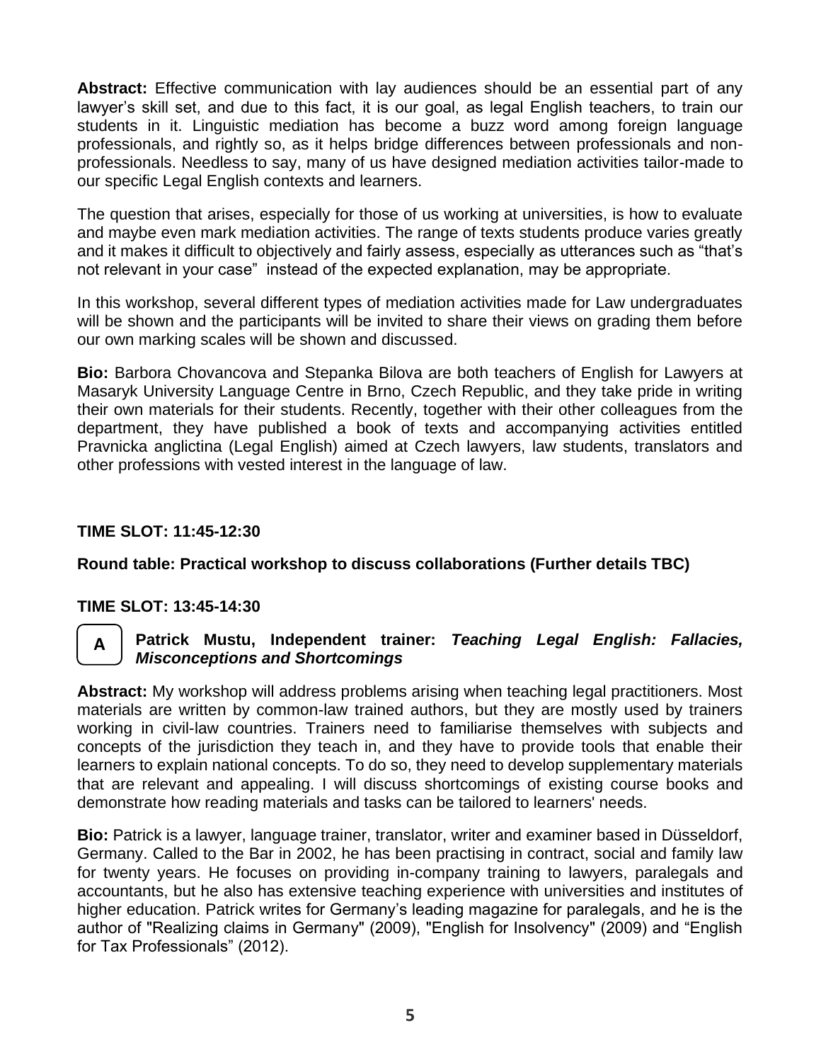**Abstract:** Effective communication with lay audiences should be an essential part of any lawyer's skill set, and due to this fact, it is our goal, as legal English teachers, to train our students in it. Linguistic mediation has become a buzz word among foreign language professionals, and rightly so, as it helps bridge differences between professionals and non-professionals. Needless to say, many of us have designed mediation activities tailor-made to our specific Legal English contexts and learners.

The question that arises, especially for those of us working at universities, is how to evaluate and maybe even mark mediation activities. The range of texts students produce varies greatly and it makes it difficult to objectively and fairly assess, especially as utterances such as "that's not relevant in your case" instead of the expected explanation, may be appropriate.

In this workshop, several different types of mediation activities made for Law undergraduates will be shown and the participants will be invited to share their views on grading them before our own marking scales will be shown and discussed.

**Bio:** Barbora Chovancova and Stepanka Bilova are both teachers of English for Lawyers at Masaryk University Language Centre in Brno, Czech Republic, and they take pride in writing their own materials for their students. Recently, together with their other colleagues from the department, they have published a book of texts and accompanying activities entitled Pravnicka anglictina (Legal English) aimed at Czech lawyers, law students, translators and other professions with vested interest in the language of law.

**TIME SLOT: 11:45-12:30**

**Round table: Practical workshop to discuss collaborations (Further details TBC)**

**TIME SLOT: 13:45-14:30**

**A** **Patrick Mustu, Independent trainer:** ***Teaching Legal English: Fallacies, Misconceptions and Shortcomings***

**Abstract:** My workshop will address problems arising when teaching legal practitioners. Most materials are written by common-law trained authors, but they are mostly used by trainers working in civil-law countries. Trainers need to familiarise themselves with subjects and concepts of the jurisdiction they teach in, and they have to provide tools that enable their learners to explain national concepts. To do so, they need to develop supplementary materials that are relevant and appealing. I will discuss shortcomings of existing course books and demonstrate how reading materials and tasks can be tailored to learners' needs.

**Bio:** Patrick is a lawyer, language trainer, translator, writer and examiner based in Düsseldorf, Germany. Called to the Bar in 2002, he has been practising in contract, social and family law for twenty years. He focuses on providing in-company training to lawyers, paralegals and accountants, but he also has extensive teaching experience with universities and institutes of higher education. Patrick writes for Germany's leading magazine for paralegals, and he is the author of "Realizing claims in Germany" (2009), "English for Insolvency" (2009) and "English for Tax Professionals" (2012).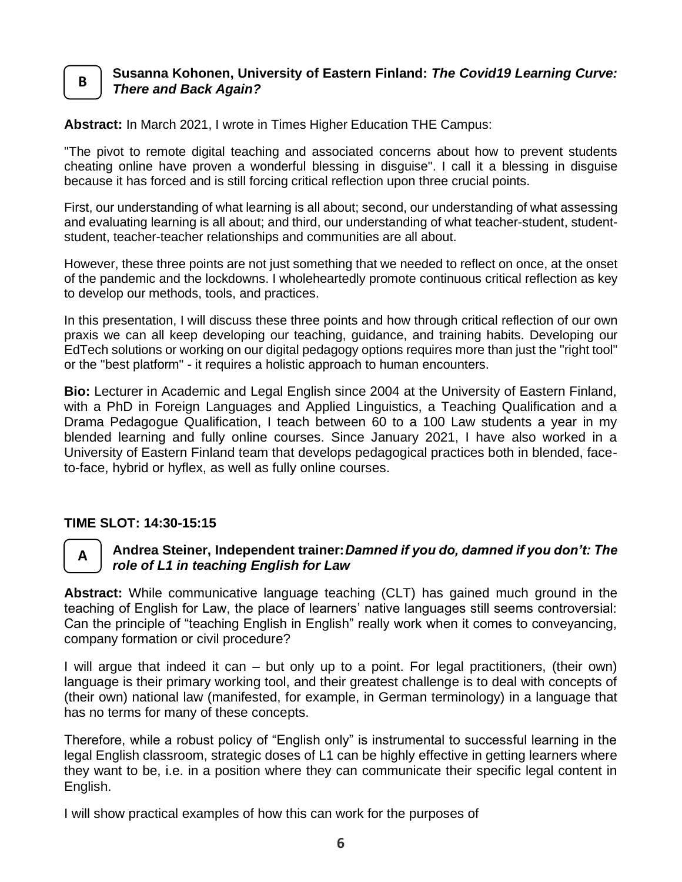**B** **Susanna Kohonen, University of Eastern Finland: *The Covid19 Learning Curve: There and Back Again?***

**Abstract:** In March 2021, I wrote in Times Higher Education THE Campus:

"The pivot to remote digital teaching and associated concerns about how to prevent students cheating online have proven a wonderful blessing in disguise". I call it a blessing in disguise because it has forced and is still forcing critical reflection upon three crucial points.

First, our understanding of what learning is all about; second, our understanding of what assessing and evaluating learning is all about; and third, our understanding of what teacher-student, student-student, teacher-teacher relationships and communities are all about.

However, these three points are not just something that we needed to reflect on once, at the onset of the pandemic and the lockdowns. I wholeheartedly promote continuous critical reflection as key to develop our methods, tools, and practices.

In this presentation, I will discuss these three points and how through critical reflection of our own praxis we can all keep developing our teaching, guidance, and training habits. Developing our EdTech solutions or working on our digital pedagogy options requires more than just the "right tool" or the "best platform" - it requires a holistic approach to human encounters.

**Bio:** Lecturer in Academic and Legal English since 2004 at the University of Eastern Finland, with a PhD in Foreign Languages and Applied Linguistics, a Teaching Qualification and a Drama Pedagogue Qualification, I teach between 60 to a 100 Law students a year in my blended learning and fully online courses. Since January 2021, I have also worked in a University of Eastern Finland team that develops pedagogical practices both in blended, face-to-face, hybrid or hyflex, as well as fully online courses.

**TIME SLOT: 14:30-15:15**

**A** **Andrea Steiner, Independent trainer: *Damned if you do, damned if you don't: The role of L1 in teaching English for Law***

**Abstract:** While communicative language teaching (CLT) has gained much ground in the teaching of English for Law, the place of learners' native languages still seems controversial: Can the principle of "teaching English in English" really work when it comes to conveyancing, company formation or civil procedure?

I will argue that indeed it can – but only up to a point. For legal practitioners, (their own) language is their primary working tool, and their greatest challenge is to deal with concepts of (their own) national law (manifested, for example, in German terminology) in a language that has no terms for many of these concepts.

Therefore, while a robust policy of "English only" is instrumental to successful learning in the legal English classroom, strategic doses of L1 can be highly effective in getting learners where they want to be, i.e. in a position where they can communicate their specific legal content in English.

I will show practical examples of how this can work for the purposes of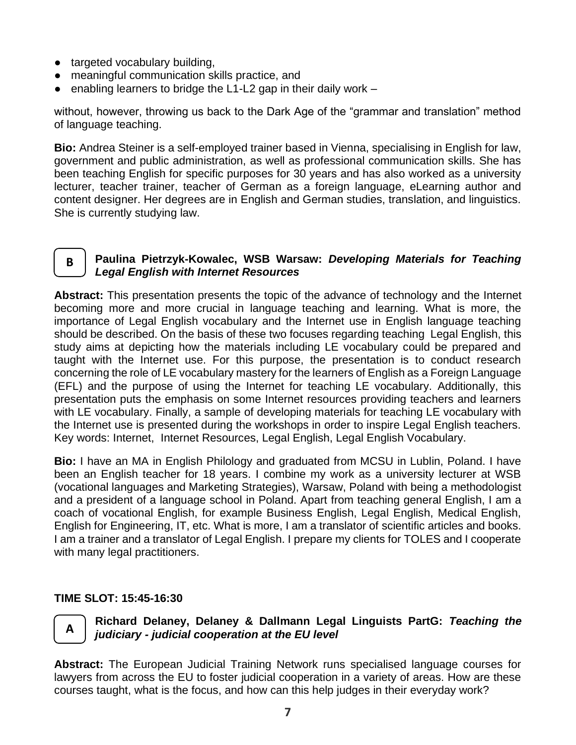- targeted vocabulary building,
- meaningful communication skills practice, and
- enabling learners to bridge the L1-L2 gap in their daily work –

without, however, throwing us back to the Dark Age of the "grammar and translation" method of language teaching.

**Bio:** Andrea Steiner is a self-employed trainer based in Vienna, specialising in English for law, government and public administration, as well as professional communication skills. She has been teaching English for specific purposes for 30 years and has also worked as a university lecturer, teacher trainer, teacher of German as a foreign language, eLearning author and content designer. Her degrees are in English and German studies, translation, and linguistics. She is currently studying law.

### B — Paulina Pietrzyk-Kowalec, WSB Warsaw: *Developing Materials for Teaching Legal English with Internet Resources*

**Abstract:** This presentation presents the topic of the advance of technology and the Internet becoming more and more crucial in language teaching and learning. What is more, the importance of Legal English vocabulary and the Internet use in English language teaching should be described. On the basis of these two focuses regarding teaching Legal English, this study aims at depicting how the materials including LE vocabulary could be prepared and taught with the Internet use. For this purpose, the presentation is to conduct research concerning the role of LE vocabulary mastery for the learners of English as a Foreign Language (EFL) and the purpose of using the Internet for teaching LE vocabulary. Additionally, this presentation puts the emphasis on some Internet resources providing teachers and learners with LE vocabulary. Finally, a sample of developing materials for teaching LE vocabulary with the Internet use is presented during the workshops in order to inspire Legal English teachers. Key words: Internet, Internet Resources, Legal English, Legal English Vocabulary.

**Bio:** I have an MA in English Philology and graduated from MCSU in Lublin, Poland. I have been an English teacher for 18 years. I combine my work as a university lecturer at WSB (vocational languages and Marketing Strategies), Warsaw, Poland with being a methodologist and a president of a language school in Poland. Apart from teaching general English, I am a coach of vocational English, for example Business English, Legal English, Medical English, English for Engineering, IT, etc. What is more, I am a translator of scientific articles and books. I am a trainer and a translator of Legal English. I prepare my clients for TOLES and I cooperate with many legal practitioners.

## TIME SLOT: 15:45-16:30

### A — Richard Delaney, Delaney & Dallmann Legal Linguists PartG: *Teaching the judiciary - judicial cooperation at the EU level*

**Abstract:** The European Judicial Training Network runs specialised language courses for lawyers from across the EU to foster judicial cooperation in a variety of areas. How are these courses taught, what is the focus, and how can this help judges in their everyday work?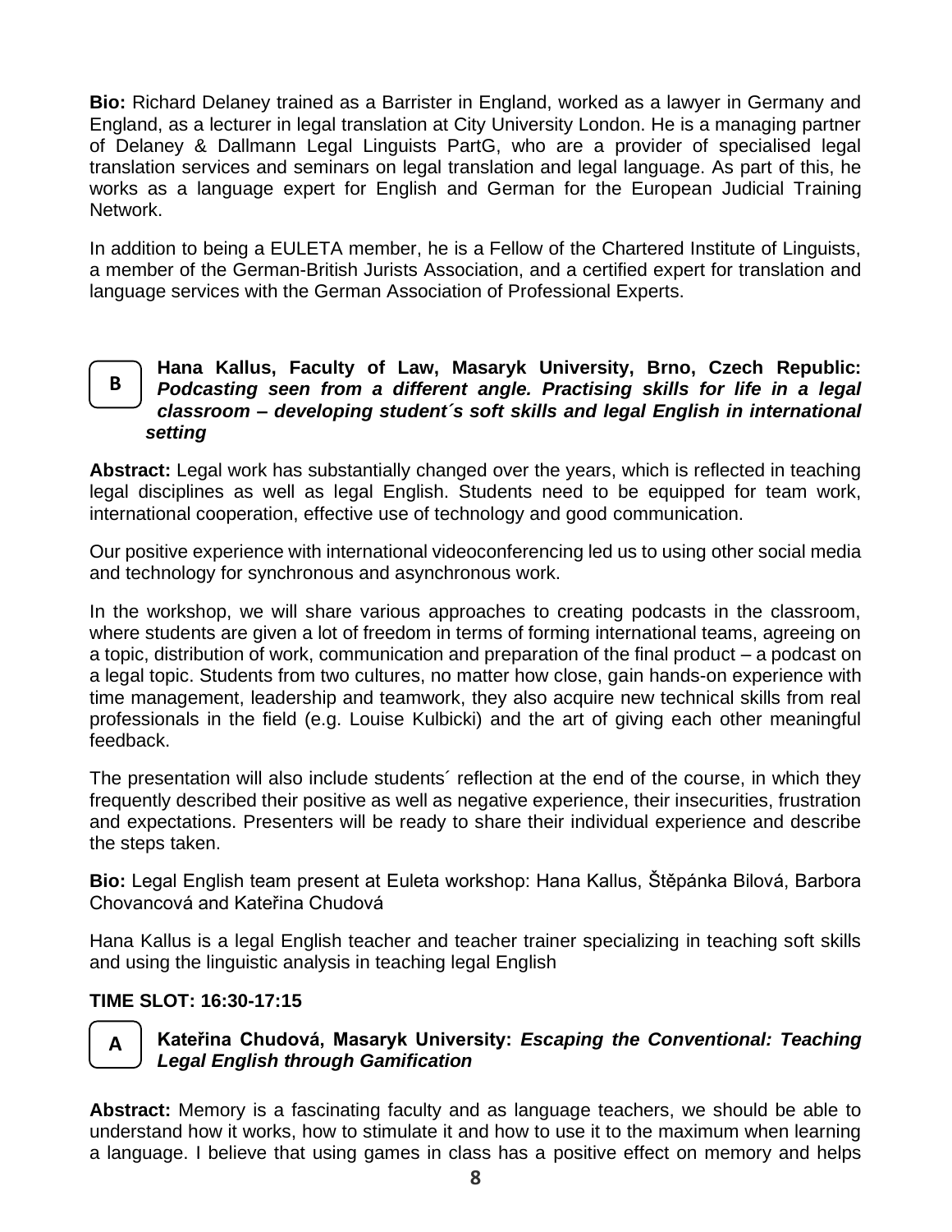**Bio:** Richard Delaney trained as a Barrister in England, worked as a lawyer in Germany and England, as a lecturer in legal translation at City University London. He is a managing partner of Delaney & Dallmann Legal Linguists PartG, who are a provider of specialised legal translation services and seminars on legal translation and legal language. As part of this, he works as a language expert for English and German for the European Judicial Training Network.

In addition to being a EULETA member, he is a Fellow of the Chartered Institute of Linguists, a member of the German-British Jurists Association, and a certified expert for translation and language services with the German Association of Professional Experts.

B

**Hana Kallus, Faculty of Law, Masaryk University, Brno, Czech Republic:** ***Podcasting seen from a different angle. Practising skills for life in a legal classroom – developing student´s soft skills and legal English in international setting***

**Abstract:** Legal work has substantially changed over the years, which is reflected in teaching legal disciplines as well as legal English. Students need to be equipped for team work, international cooperation, effective use of technology and good communication.

Our positive experience with international videoconferencing led us to using other social media and technology for synchronous and asynchronous work.

In the workshop, we will share various approaches to creating podcasts in the classroom, where students are given a lot of freedom in terms of forming international teams, agreeing on a topic, distribution of work, communication and preparation of the final product – a podcast on a legal topic. Students from two cultures, no matter how close, gain hands-on experience with time management, leadership and teamwork, they also acquire new technical skills from real professionals in the field (e.g. Louise Kulbicki) and the art of giving each other meaningful feedback.

The presentation will also include students´ reflection at the end of the course, in which they frequently described their positive as well as negative experience, their insecurities, frustration and expectations. Presenters will be ready to share their individual experience and describe the steps taken.

**Bio:** Legal English team present at Euleta workshop: Hana Kallus, Štěpánka Bilová, Barbora Chovancová and Kateřina Chudová

Hana Kallus is a legal English teacher and teacher trainer specializing in teaching soft skills and using the linguistic analysis in teaching legal English

**TIME SLOT: 16:30-17:15**

A

**Kateřina Chudová, Masaryk University:** ***Escaping the Conventional: Teaching Legal English through Gamification***

**Abstract:** Memory is a fascinating faculty and as language teachers, we should be able to understand how it works, how to stimulate it and how to use it to the maximum when learning a language. I believe that using games in class has a positive effect on memory and helps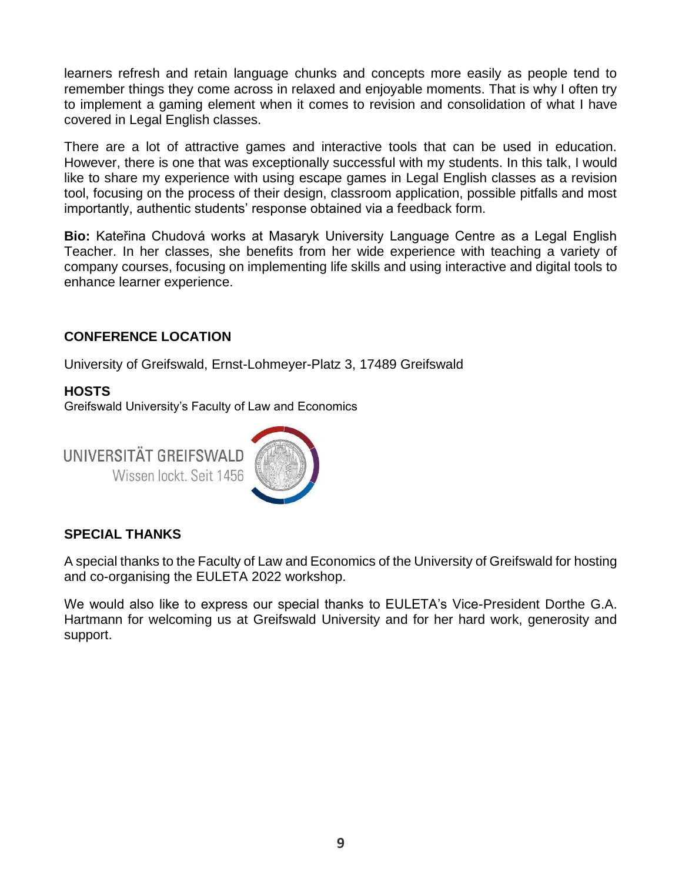learners refresh and retain language chunks and concepts more easily as people tend to remember things they come across in relaxed and enjoyable moments. That is why I often try to implement a gaming element when it comes to revision and consolidation of what I have covered in Legal English classes.

There are a lot of attractive games and interactive tools that can be used in education. However, there is one that was exceptionally successful with my students. In this talk, I would like to share my experience with using escape games in Legal English classes as a revision tool, focusing on the process of their design, classroom application, possible pitfalls and most importantly, authentic students' response obtained via a feedback form.

**Bio:** Kateřina Chudová works at Masaryk University Language Centre as a Legal English Teacher. In her classes, she benefits from her wide experience with teaching a variety of company courses, focusing on implementing life skills and using interactive and digital tools to enhance learner experience.

## CONFERENCE LOCATION

University of Greifswald, Ernst-Lohmeyer-Platz 3, 17489 Greifswald

## HOSTS

Greifswald University's Faculty of Law and Economics

UNIVERSITÄT GREIFSWALD
Wissen lockt. Seit 1456

## SPECIAL THANKS

A special thanks to the Faculty of Law and Economics of the University of Greifswald for hosting and co-organising the EULETA 2022 workshop.

We would also like to express our special thanks to EULETA's Vice-President Dorthe G.A. Hartmann for welcoming us at Greifswald University and for her hard work, generosity and support.